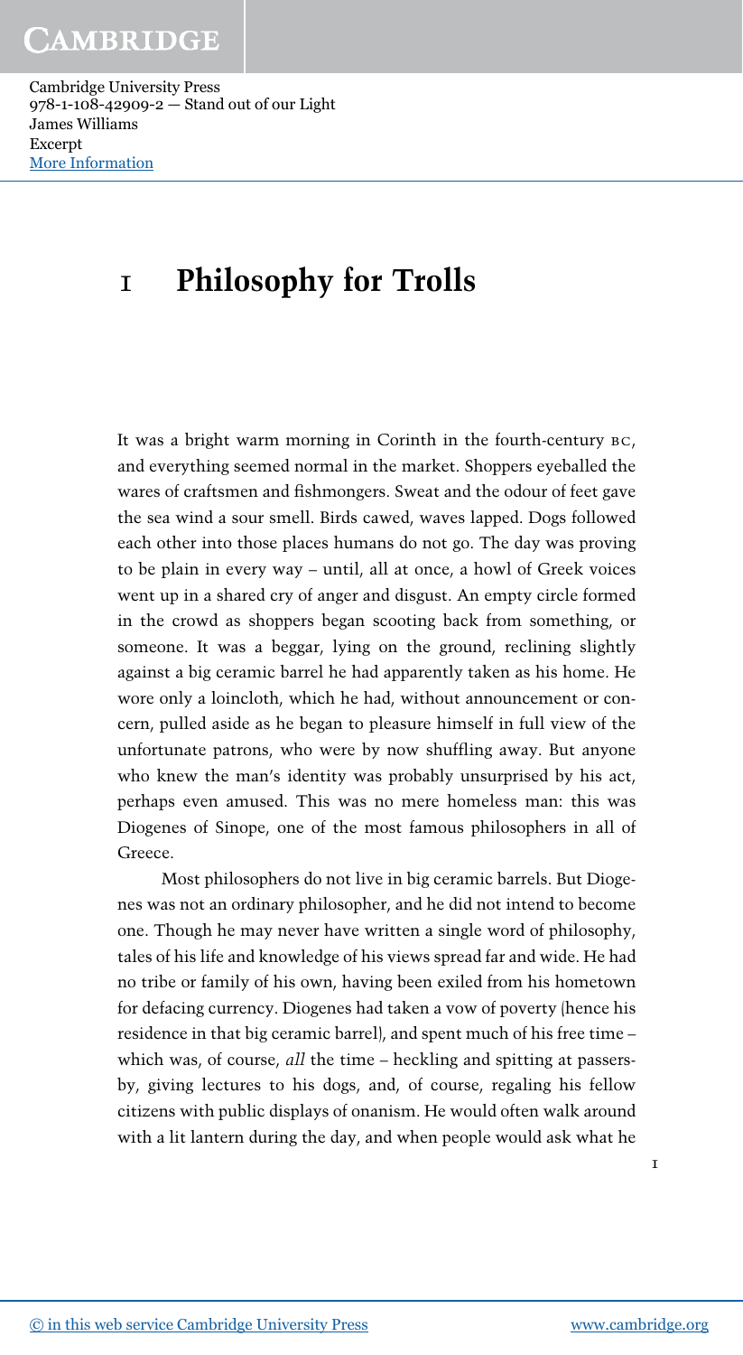# 1 Philosophy for Trolls

It was a bright warm morning in Corinth in the fourth-century BC, and everything seemed normal in the market. Shoppers eyeballed the wares of craftsmen and fishmongers. Sweat and the odour of feet gave the sea wind a sour smell. Birds cawed, waves lapped. Dogs followed each other into those places humans do not go. The day was proving to be plain in every way – until, all at once, a howl of Greek voices went up in a shared cry of anger and disgust. An empty circle formed in the crowd as shoppers began scooting back from something, or someone. It was a beggar, lying on the ground, reclining slightly against a big ceramic barrel he had apparently taken as his home. He wore only a loincloth, which he had, without announcement or concern, pulled aside as he began to pleasure himself in full view of the unfortunate patrons, who were by now shuffling away. But anyone who knew the man's identity was probably unsurprised by his act, perhaps even amused. This was no mere homeless man: this was Diogenes of Sinope, one of the most famous philosophers in all of Greece.

Most philosophers do not live in big ceramic barrels. But Diogenes was not an ordinary philosopher, and he did not intend to become one. Though he may never have written a single word of philosophy, tales of his life and knowledge of his views spread far and wide. He had no tribe or family of his own, having been exiled from his hometown for defacing currency. Diogenes had taken a vow of poverty (hence his residence in that big ceramic barrel), and spent much of his free time – which was, of course, *all* the time – heckling and spitting at passersby, giving lectures to his dogs, and, of course, regaling his fellow citizens with public displays of onanism. He would often walk around with a lit lantern during the day, and when people would ask what he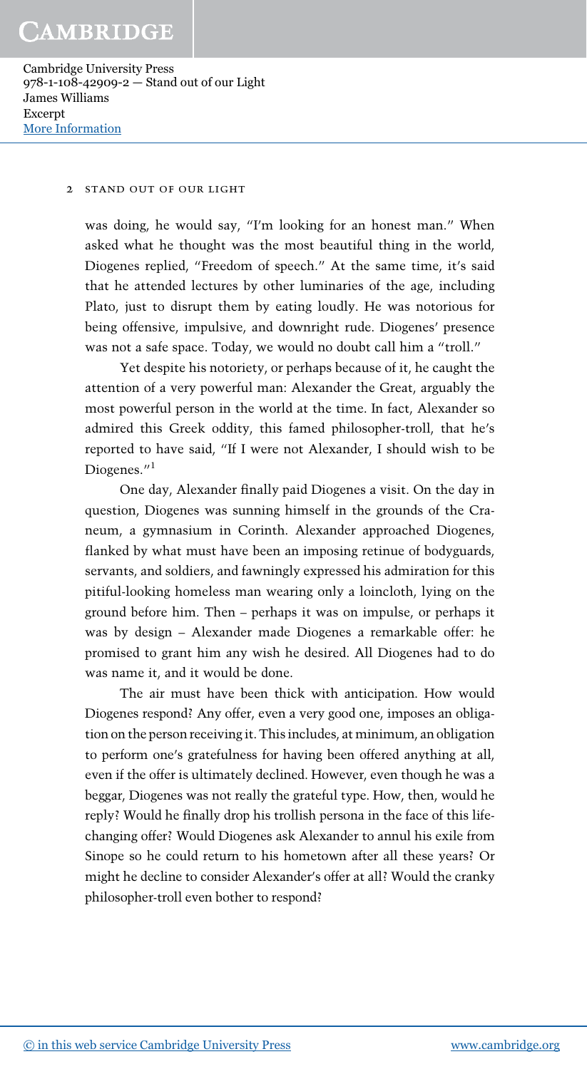was doing, he would say, "I'm looking for an honest man." When asked what he thought was the most beautiful thing in the world, Diogenes replied, "Freedom of speech." At the same time, it's said that he attended lectures by other luminaries of the age, including Plato, just to disrupt them by eating loudly. He was notorious for being offensive, impulsive, and downright rude. Diogenes' presence was not a safe space. Today, we would no doubt call him a "troll."

Yet despite his notoriety, or perhaps because of it, he caught the attention of a very powerful man: Alexander the Great, arguably the most powerful person in the world at the time. In fact, Alexander so admired this Greek oddity, this famed philosopher-troll, that he's reported to have said, "If I were not Alexander, I should wish to be Diogenes."[1]

One day, Alexander finally paid Diogenes a visit. On the day in question, Diogenes was sunning himself in the grounds of the Craneum, a gymnasium in Corinth. Alexander approached Diogenes, flanked by what must have been an imposing retinue of bodyguards, servants, and soldiers, and fawningly expressed his admiration for this pitiful-looking homeless man wearing only a loincloth, lying on the ground before him. Then – perhaps it was on impulse, or perhaps it was by design – Alexander made Diogenes a remarkable offer: he promised to grant him any wish he desired. All Diogenes had to do was name it, and it would be done.

The air must have been thick with anticipation. How would Diogenes respond? Any offer, even a very good one, imposes an obligation on the person receiving it. This includes, at minimum, an obligation to perform one's gratefulness for having been offered anything at all, even if the offer is ultimately declined. However, even though he was a beggar, Diogenes was not really the grateful type. How, then, would he reply? Would he finally drop his trollish persona in the face of this life-changing offer? Would Diogenes ask Alexander to annul his exile from Sinope so he could return to his hometown after all these years? Or might he decline to consider Alexander's offer at all? Would the cranky philosopher-troll even bother to respond?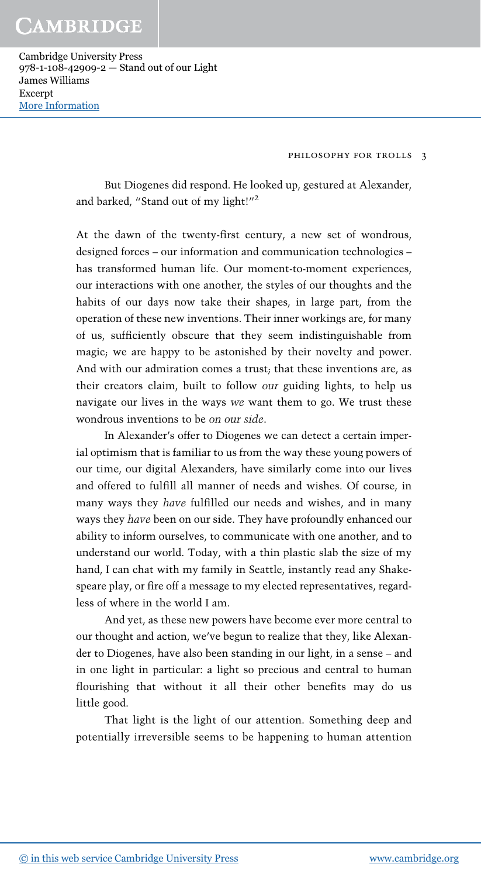But Diogenes did respond. He looked up, gestured at Alexander, and barked, "Stand out of my light!"[2]

At the dawn of the twenty-first century, a new set of wondrous, designed forces – our information and communication technologies – has transformed human life. Our moment-to-moment experiences, our interactions with one another, the styles of our thoughts and the habits of our days now take their shapes, in large part, from the operation of these new inventions. Their inner workings are, for many of us, sufficiently obscure that they seem indistinguishable from magic; we are happy to be astonished by their novelty and power. And with our admiration comes a trust; that these inventions are, as their creators claim, built to follow *our* guiding lights, to help us navigate our lives in the ways *we* want them to go. We trust these wondrous inventions to be *on our side*.

In Alexander's offer to Diogenes we can detect a certain imperial optimism that is familiar to us from the way these young powers of our time, our digital Alexanders, have similarly come into our lives and offered to fulfill all manner of needs and wishes. Of course, in many ways they *have* fulfilled our needs and wishes, and in many ways they *have* been on our side. They have profoundly enhanced our ability to inform ourselves, to communicate with one another, and to understand our world. Today, with a thin plastic slab the size of my hand, I can chat with my family in Seattle, instantly read any Shakespeare play, or fire off a message to my elected representatives, regardless of where in the world I am.

And yet, as these new powers have become ever more central to our thought and action, we've begun to realize that they, like Alexander to Diogenes, have also been standing in our light, in a sense – and in one light in particular: a light so precious and central to human flourishing that without it all their other benefits may do us little good.

That light is the light of our attention. Something deep and potentially irreversible seems to be happening to human attention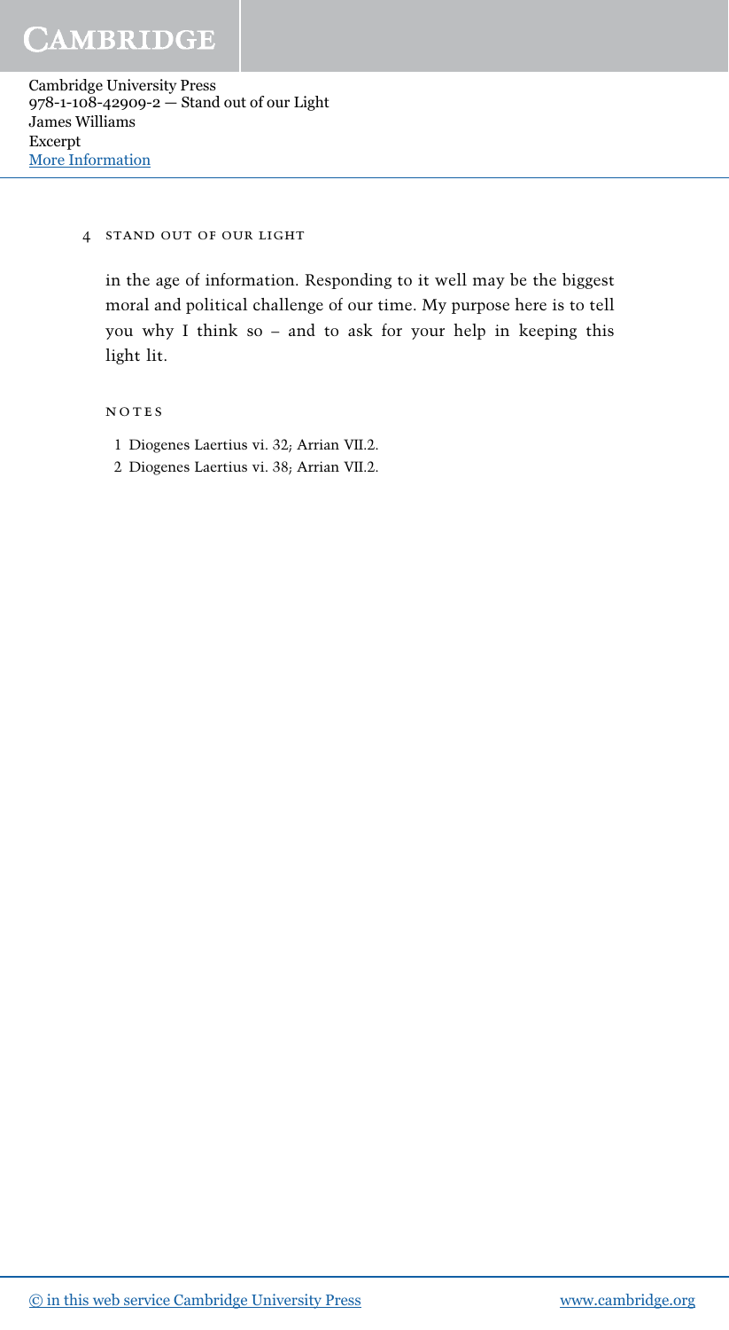in the age of information. Responding to it well may be the biggest moral and political challenge of our time. My purpose here is to tell you why I think so – and to ask for your help in keeping this light lit.

### NOTES

1 Diogenes Laertius vi. 32; Arrian VII.2.

2 Diogenes Laertius vi. 38; Arrian VII.2.